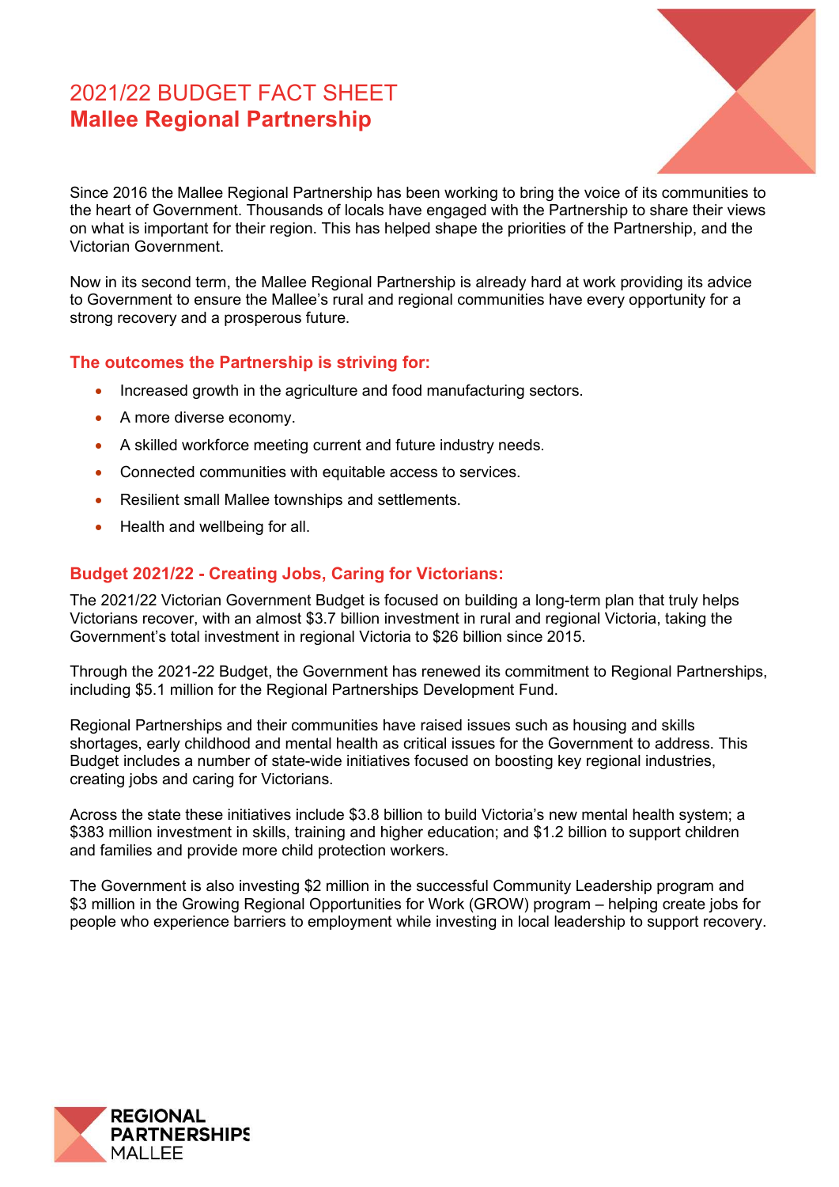# 2021/22 BUDGET FACT SHEET
# **Mallee Regional Partnership**

Since 2016 the Mallee Regional Partnership has been working to bring the voice of its communities to the heart of Government. Thousands of locals have engaged with the Partnership to share their views on what is important for their region. This has helped shape the priorities of the Partnership, and the Victorian Government.

Now in its second term, the Mallee Regional Partnership is already hard at work providing its advice to Government to ensure the Mallee's rural and regional communities have every opportunity for a strong recovery and a prosperous future.

## The outcomes the Partnership is striving for:

- Increased growth in the agriculture and food manufacturing sectors.
- A more diverse economy.
- A skilled workforce meeting current and future industry needs.
- Connected communities with equitable access to services.
- Resilient small Mallee townships and settlements.
- Health and wellbeing for all.

## Budget 2021/22 - Creating Jobs, Caring for Victorians:

The 2021/22 Victorian Government Budget is focused on building a long-term plan that truly helps Victorians recover, with an almost $3.7 billion investment in rural and regional Victoria, taking the Government's total investment in regional Victoria to $26 billion since 2015.

Through the 2021-22 Budget, the Government has renewed its commitment to Regional Partnerships, including $5.1 million for the Regional Partnerships Development Fund.

Regional Partnerships and their communities have raised issues such as housing and skills shortages, early childhood and mental health as critical issues for the Government to address. This Budget includes a number of state-wide initiatives focused on boosting key regional industries, creating jobs and caring for Victorians.

Across the state these initiatives include $3.8 billion to build Victoria's new mental health system; a $383 million investment in skills, training and higher education; and $1.2 billion to support children and families and provide more child protection workers.

The Government is also investing $2 million in the successful Community Leadership program and $3 million in the Growing Regional Opportunities for Work (GROW) program – helping create jobs for people who experience barriers to employment while investing in local leadership to support recovery.

REGIONAL PARTNERSHIPS MALLEE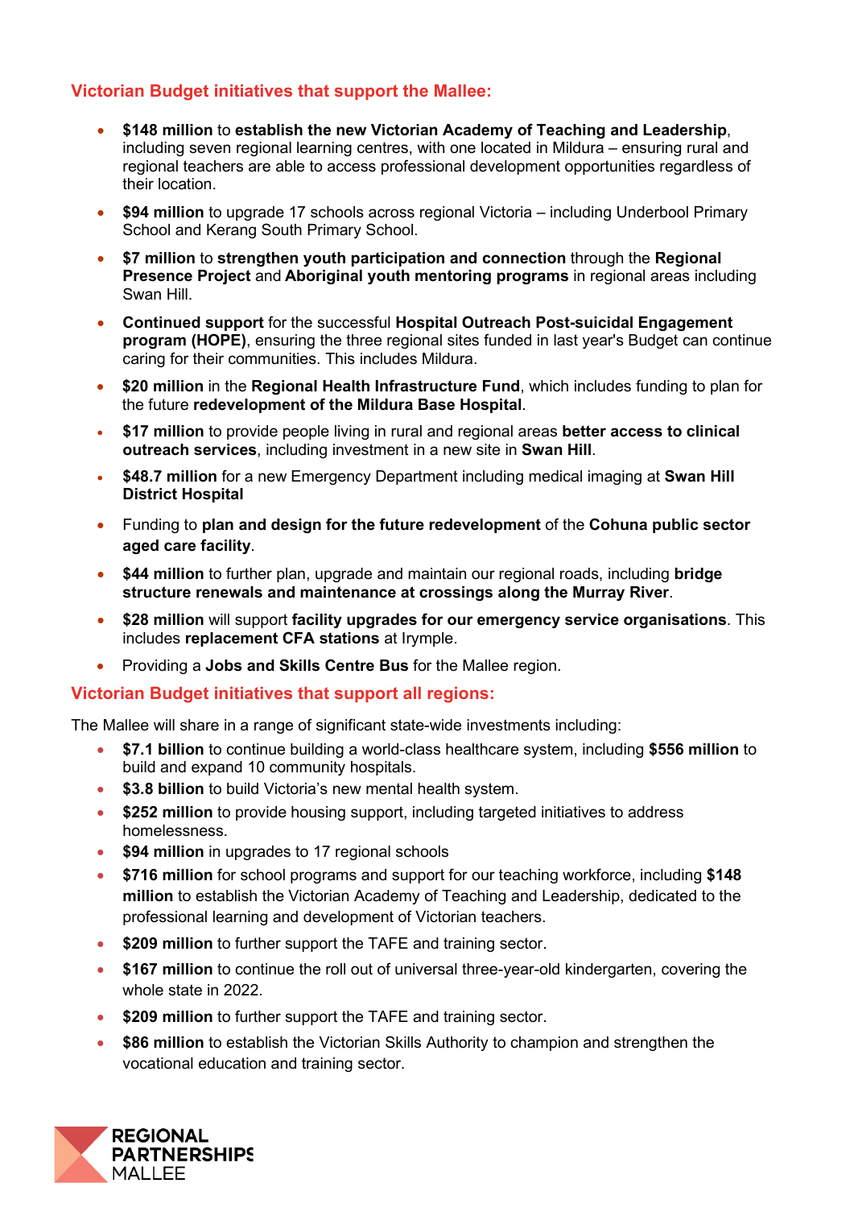## Victorian Budget initiatives that support the Mallee:

- **$148 million** to **establish the new Victorian Academy of Teaching and Leadership**, including seven regional learning centres, with one located in Mildura – ensuring rural and regional teachers are able to access professional development opportunities regardless of their location.
- **$94 million** to upgrade 17 schools across regional Victoria – including Underbool Primary School and Kerang South Primary School.
- **$7 million** to **strengthen youth participation and connection** through the **Regional Presence Project** and **Aboriginal youth mentoring programs** in regional areas including Swan Hill.
- **Continued support** for the successful **Hospital Outreach Post-suicidal Engagement program (HOPE)**, ensuring the three regional sites funded in last year's Budget can continue caring for their communities. This includes Mildura.
- **$20 million** in the **Regional Health Infrastructure Fund**, which includes funding to plan for the future **redevelopment of the Mildura Base Hospital**.
- **$17 million** to provide people living in rural and regional areas **better access to clinical outreach services**, including investment in a new site in **Swan Hill**.
- **$48.7 million** for a new Emergency Department including medical imaging at **Swan Hill District Hospital**
- Funding to **plan and design for the future redevelopment** of the **Cohuna public sector aged care facility**.
- **$44 million** to further plan, upgrade and maintain our regional roads, including **bridge structure renewals and maintenance at crossings along the Murray River**.
- **$28 million** will support **facility upgrades for our emergency service organisations**. This includes **replacement CFA stations** at Irymple.
- Providing a **Jobs and Skills Centre Bus** for the Mallee region.

## Victorian Budget initiatives that support all regions:

The Mallee will share in a range of significant state-wide investments including:

- **$7.1 billion** to continue building a world-class healthcare system, including **$556 million** to build and expand 10 community hospitals.
- **$3.8 billion** to build Victoria's new mental health system.
- **$252 million** to provide housing support, including targeted initiatives to address homelessness.
- **$94 million** in upgrades to 17 regional schools
- **$716 million** for school programs and support for our teaching workforce, including **$148 million** to establish the Victorian Academy of Teaching and Leadership, dedicated to the professional learning and development of Victorian teachers.
- **$209 million** to further support the TAFE and training sector.
- **$167 million** to continue the roll out of universal three-year-old kindergarten, covering the whole state in 2022.
- **$209 million** to further support the TAFE and training sector.
- **$86 million** to establish the Victorian Skills Authority to champion and strengthen the vocational education and training sector.

REGIONAL PARTNERSHIPS MALLEE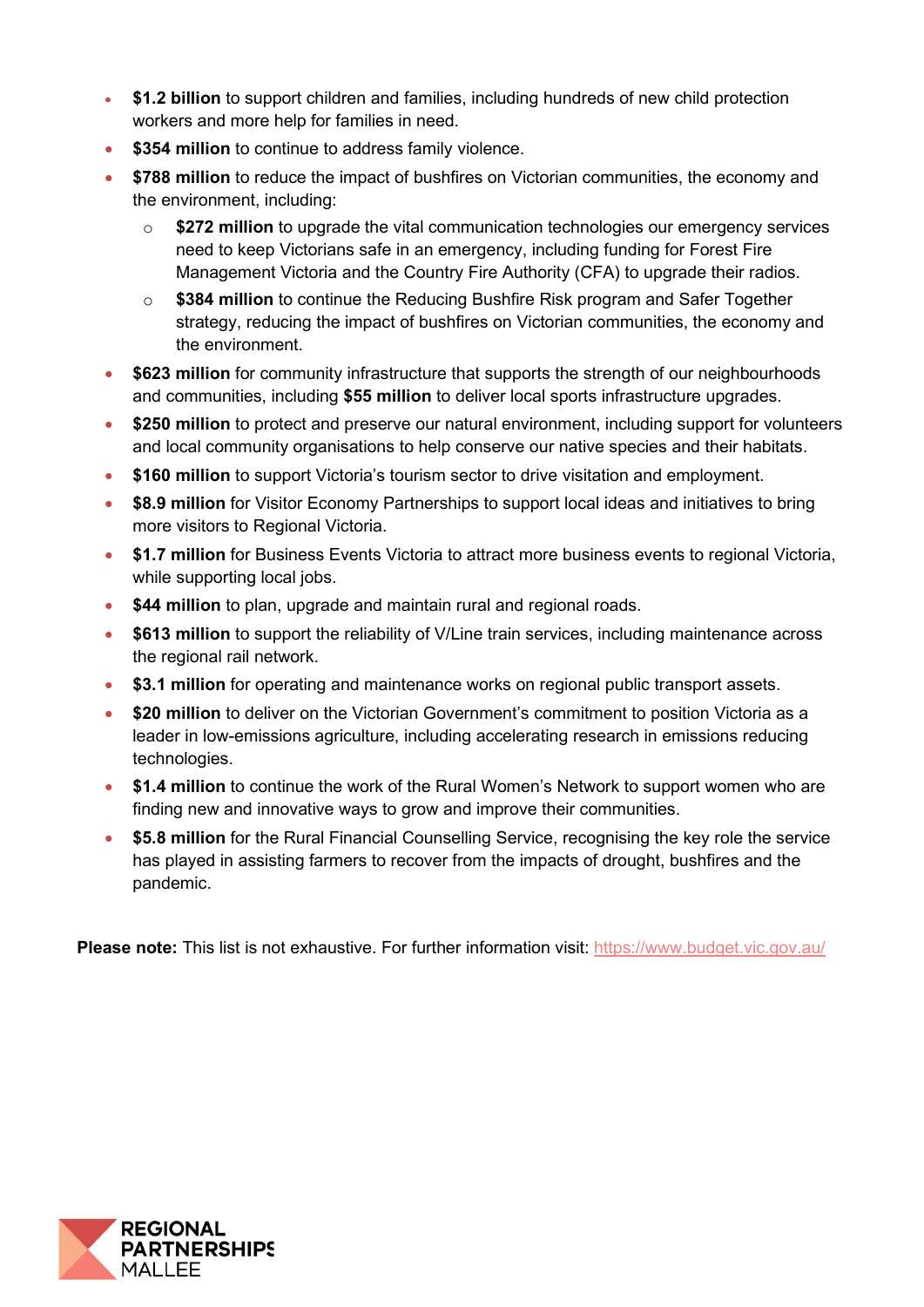- **$1.2 billion** to support children and families, including hundreds of new child protection workers and more help for families in need.
- **$354 million** to continue to address family violence.
- **$788 million** to reduce the impact of bushfires on Victorian communities, the economy and the environment, including:
  - **$272 million** to upgrade the vital communication technologies our emergency services need to keep Victorians safe in an emergency, including funding for Forest Fire Management Victoria and the Country Fire Authority (CFA) to upgrade their radios.
  - **$384 million** to continue the Reducing Bushfire Risk program and Safer Together strategy, reducing the impact of bushfires on Victorian communities, the economy and the environment.
- **$623 million** for community infrastructure that supports the strength of our neighbourhoods and communities, including **$55 million** to deliver local sports infrastructure upgrades.
- **$250 million** to protect and preserve our natural environment, including support for volunteers and local community organisations to help conserve our native species and their habitats.
- **$160 million** to support Victoria's tourism sector to drive visitation and employment.
- **$8.9 million** for Visitor Economy Partnerships to support local ideas and initiatives to bring more visitors to Regional Victoria.
- **$1.7 million** for Business Events Victoria to attract more business events to regional Victoria, while supporting local jobs.
- **$44 million** to plan, upgrade and maintain rural and regional roads.
- **$613 million** to support the reliability of V/Line train services, including maintenance across the regional rail network.
- **$3.1 million** for operating and maintenance works on regional public transport assets.
- **$20 million** to deliver on the Victorian Government's commitment to position Victoria as a leader in low-emissions agriculture, including accelerating research in emissions reducing technologies.
- **$1.4 million** to continue the work of the Rural Women's Network to support women who are finding new and innovative ways to grow and improve their communities.
- **$5.8 million** for the Rural Financial Counselling Service, recognising the key role the service has played in assisting farmers to recover from the impacts of drought, bushfires and the pandemic.

**Please note:** This list is not exhaustive. For further information visit: https://www.budget.vic.gov.au/

REGIONAL PARTNERSHIPS MALLEE